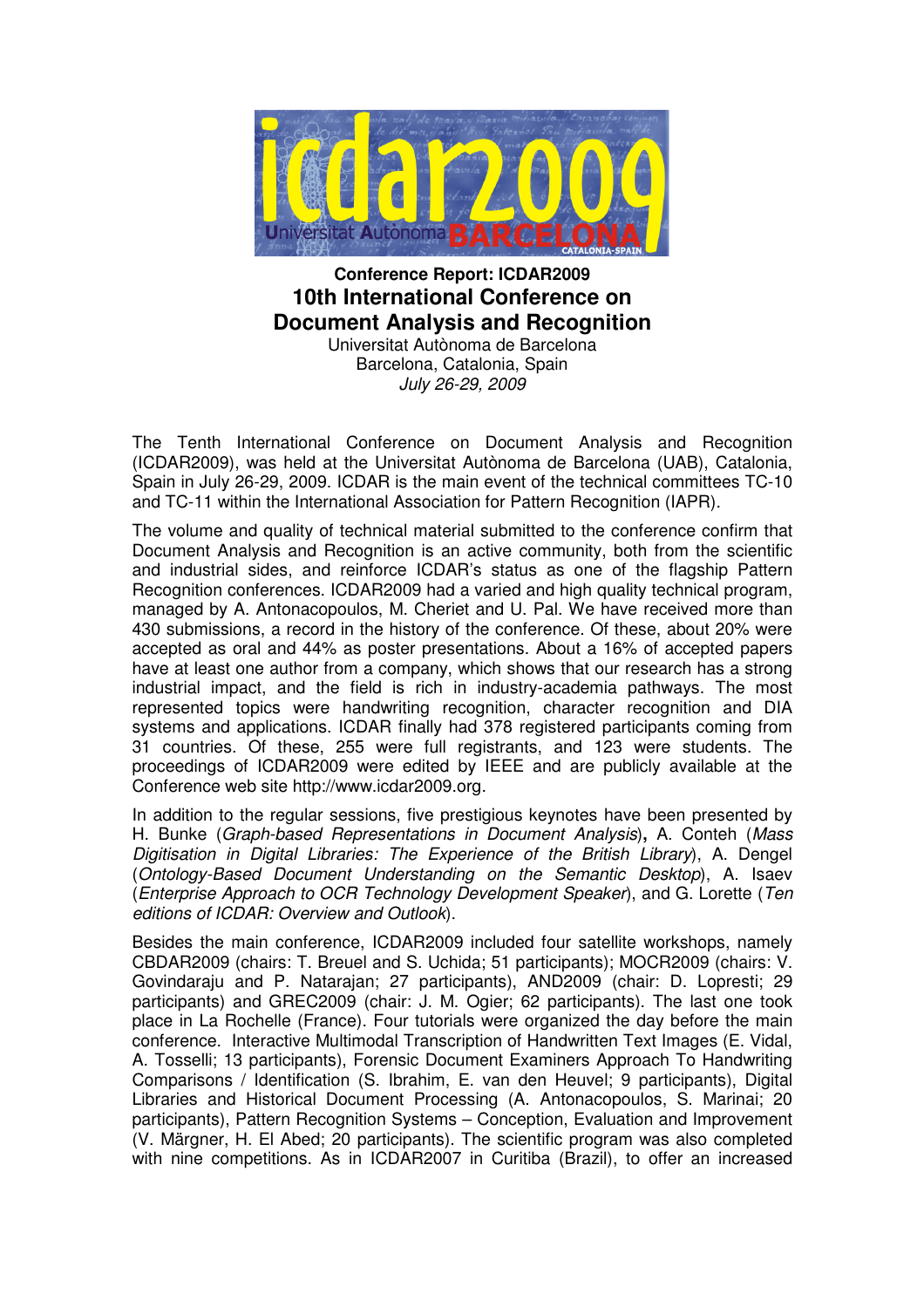**Conference Report: ICDAR2009**

# 10th International Conference on Document Analysis and Recognition

Universitat Autònoma de Barcelona
Barcelona, Catalonia, Spain
*July 26-29, 2009*

The Tenth International Conference on Document Analysis and Recognition (ICDAR2009), was held at the Universitat Autònoma de Barcelona (UAB), Catalonia, Spain in July 26-29, 2009. ICDAR is the main event of the technical committees TC-10 and TC-11 within the International Association for Pattern Recognition (IAPR).

The volume and quality of technical material submitted to the conference confirm that Document Analysis and Recognition is an active community, both from the scientific and industrial sides, and reinforce ICDAR's status as one of the flagship Pattern Recognition conferences. ICDAR2009 had a varied and high quality technical program, managed by A. Antonacopoulos, M. Cheriet and U. Pal. We have received more than 430 submissions, a record in the history of the conference. Of these, about 20% were accepted as oral and 44% as poster presentations. About a 16% of accepted papers have at least one author from a company, which shows that our research has a strong industrial impact, and the field is rich in industry-academia pathways. The most represented topics were handwriting recognition, character recognition and DIA systems and applications. ICDAR finally had 378 registered participants coming from 31 countries. Of these, 255 were full registrants, and 123 were students. The proceedings of ICDAR2009 were edited by IEEE and are publicly available at the Conference web site http://www.icdar2009.org.

In addition to the regular sessions, five prestigious keynotes have been presented by H. Bunke (*Graph-based Representations in Document Analysis*), A. Conteh (*Mass Digitisation in Digital Libraries: The Experience of the British Library*), A. Dengel (*Ontology-Based Document Understanding on the Semantic Desktop*), A. Isaev (*Enterprise Approach to OCR Technology Development Speaker*), and G. Lorette (*Ten editions of ICDAR: Overview and Outlook*).

Besides the main conference, ICDAR2009 included four satellite workshops, namely CBDAR2009 (chairs: T. Breuel and S. Uchida; 51 participants); MOCR2009 (chairs: V. Govindaraju and P. Natarajan; 27 participants), AND2009 (chair: D. Lopresti; 29 participants) and GREC2009 (chair: J. M. Ogier; 62 participants). The last one took place in La Rochelle (France). Four tutorials were organized the day before the main conference. Interactive Multimodal Transcription of Handwritten Text Images (E. Vidal, A. Tosselli; 13 participants), Forensic Document Examiners Approach To Handwriting Comparisons / Identification (S. Ibrahim, E. van den Heuvel; 9 participants), Digital Libraries and Historical Document Processing (A. Antonacopoulos, S. Marinai; 20 participants), Pattern Recognition Systems – Conception, Evaluation and Improvement (V. Märgner, H. El Abed; 20 participants). The scientific program was also completed with nine competitions. As in ICDAR2007 in Curitiba (Brazil), to offer an increased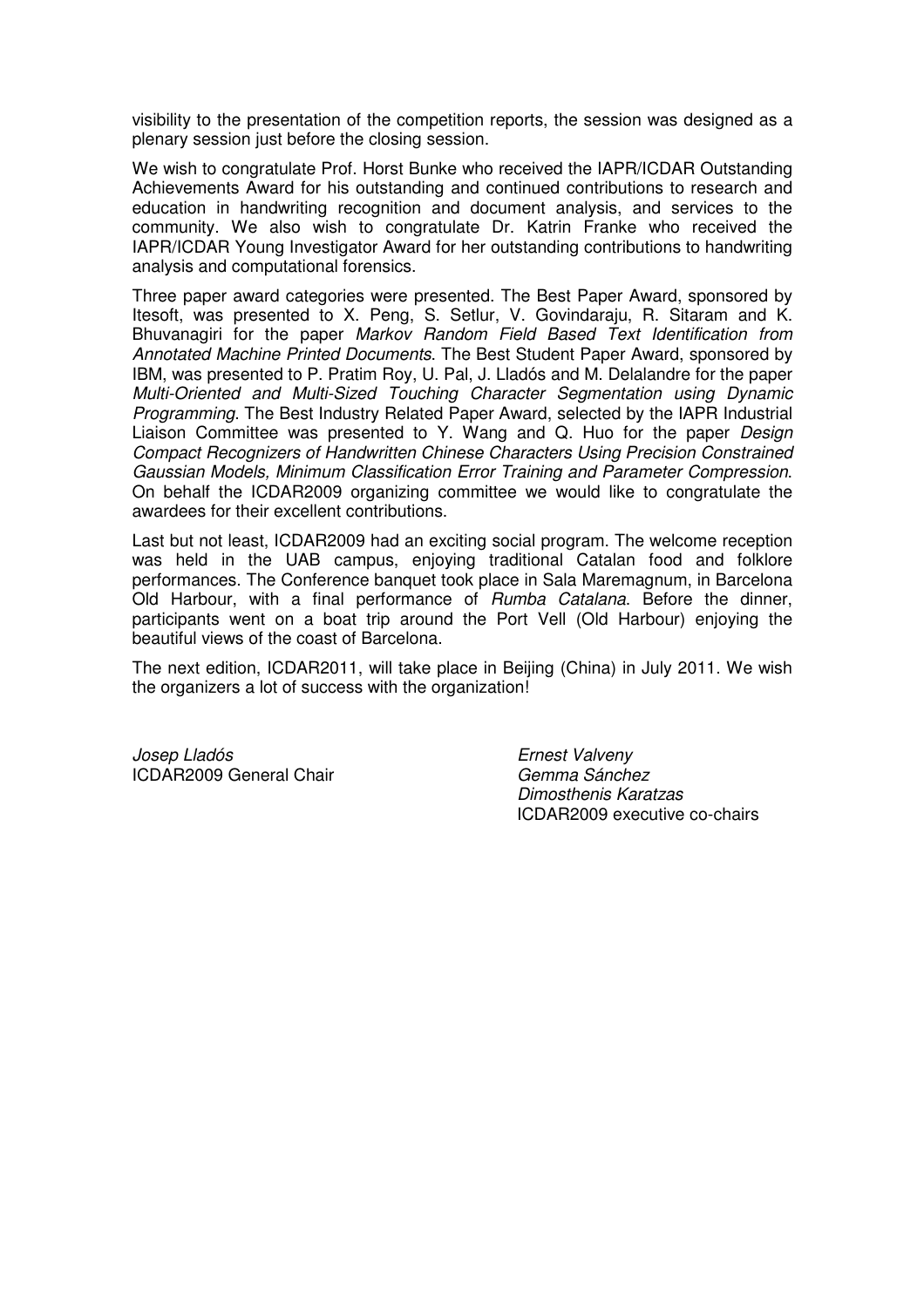visibility to the presentation of the competition reports, the session was designed as a plenary session just before the closing session.

We wish to congratulate Prof. Horst Bunke who received the IAPR/ICDAR Outstanding Achievements Award for his outstanding and continued contributions to research and education in handwriting recognition and document analysis, and services to the community. We also wish to congratulate Dr. Katrin Franke who received the IAPR/ICDAR Young Investigator Award for her outstanding contributions to handwriting analysis and computational forensics.

Three paper award categories were presented. The Best Paper Award, sponsored by Itesoft, was presented to X. Peng, S. Setlur, V. Govindaraju, R. Sitaram and K. Bhuvanagiri for the paper *Markov Random Field Based Text Identification from Annotated Machine Printed Documents*. The Best Student Paper Award, sponsored by IBM, was presented to P. Pratim Roy, U. Pal, J. Lladós and M. Delalandre for the paper *Multi-Oriented and Multi-Sized Touching Character Segmentation using Dynamic Programming*. The Best Industry Related Paper Award, selected by the IAPR Industrial Liaison Committee was presented to Y. Wang and Q. Huo for the paper *Design Compact Recognizers of Handwritten Chinese Characters Using Precision Constrained Gaussian Models, Minimum Classification Error Training and Parameter Compression*. On behalf the ICDAR2009 organizing committee we would like to congratulate the awardees for their excellent contributions.

Last but not least, ICDAR2009 had an exciting social program. The welcome reception was held in the UAB campus, enjoying traditional Catalan food and folklore performances. The Conference banquet took place in Sala Maremagnum, in Barcelona Old Harbour, with a final performance of *Rumba Catalana*. Before the dinner, participants went on a boat trip around the Port Vell (Old Harbour) enjoying the beautiful views of the coast of Barcelona.

The next edition, ICDAR2011, will take place in Beijing (China) in July 2011. We wish the organizers a lot of success with the organization!

*Josep Lladós*
ICDAR2009 General Chair

*Ernest Valveny*
*Gemma Sánchez*
*Dimosthenis Karatzas*
ICDAR2009 executive co-chairs